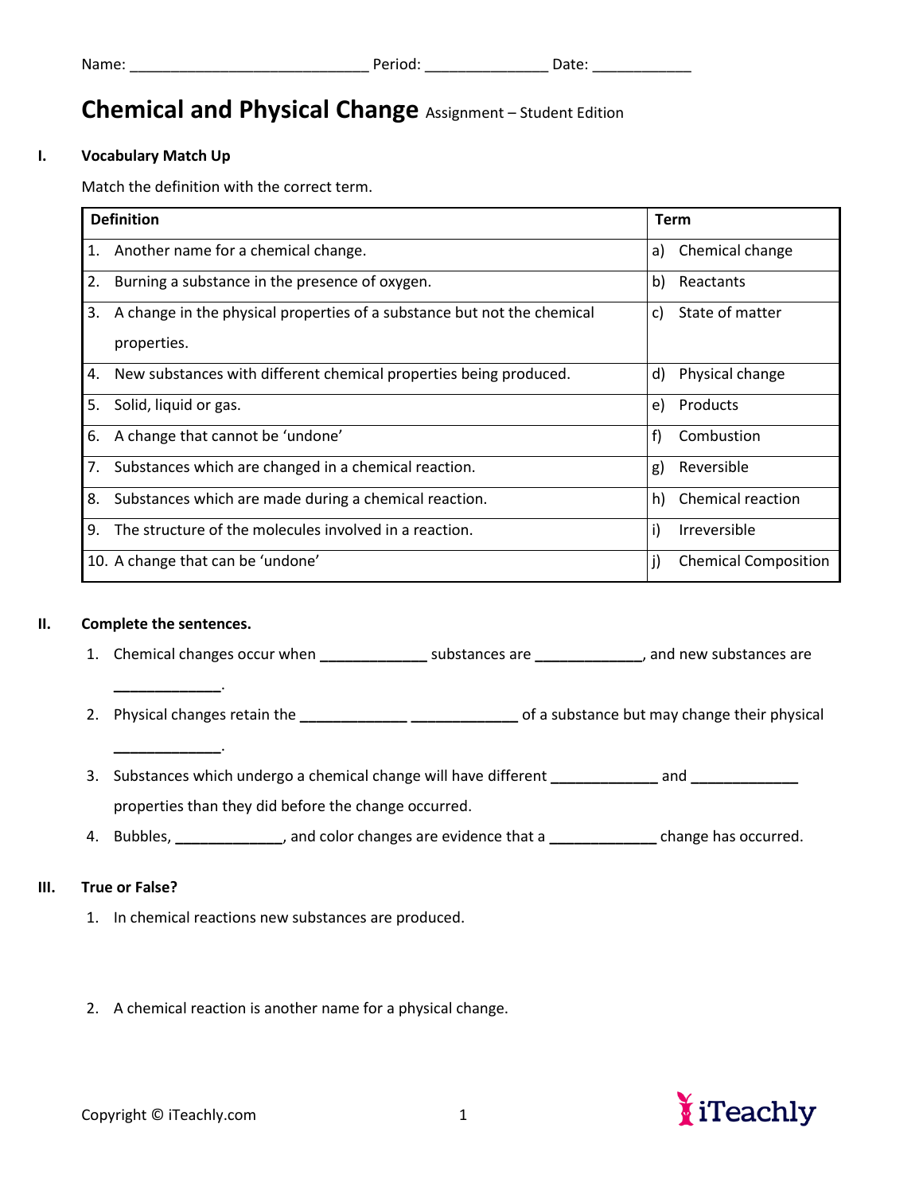Name: _____________________________ Period: _______________ Date: ____________

# Chemical and Physical Change Assignment – Student Edition

## I. Vocabulary Match Up

Match the definition with the correct term.

| Definition | Term |
|---|---|
| 1. Another name for a chemical change. | a) Chemical change |
| 2. Burning a substance in the presence of oxygen. | b) Reactants |
| 3. A change in the physical properties of a substance but not the chemical properties. | c) State of matter |
| 4. New substances with different chemical properties being produced. | d) Physical change |
| 5. Solid, liquid or gas. | e) Products |
| 6. A change that cannot be 'undone' | f) Combustion |
| 7. Substances which are changed in a chemical reaction. | g) Reversible |
| 8. Substances which are made during a chemical reaction. | h) Chemical reaction |
| 9. The structure of the molecules involved in a reaction. | i) Irreversible |
| 10. A change that can be 'undone' | j) Chemical Composition |

## II. Complete the sentences.

1. Chemical changes occur when _____________ substances are _____________, and new substances are _____________.
2. Physical changes retain the _____________ _____________ of a substance but may change their physical _____________.
3. Substances which undergo a chemical change will have different _____________ and _____________ properties than they did before the change occurred.
4. Bubbles, _____________, and color changes are evidence that a _____________ change has occurred.

## III. True or False?

1. In chemical reactions new substances are produced.

2. A chemical reaction is another name for a physical change.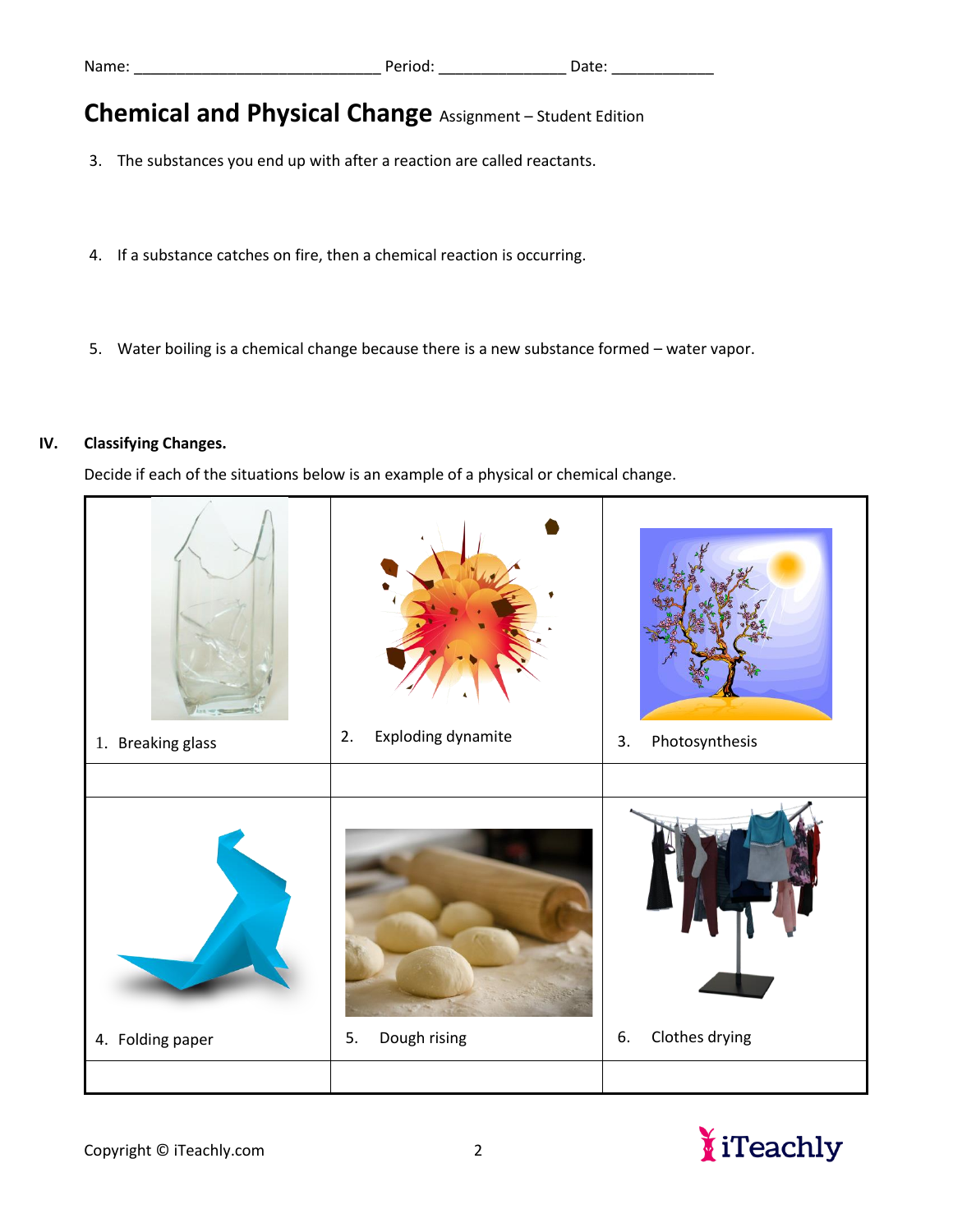Name: _____________________________ Period: _______________ Date: ____________

# Chemical and Physical Change Assignment – Student Edition

3. The substances you end up with after a reaction are called reactants.

4. If a substance catches on fire, then a chemical reaction is occurring.

5. Water boiling is a chemical change because there is a new substance formed – water vapor.

## IV. Classifying Changes.

Decide if each of the situations below is an example of a physical or chemical change.

| | | |
|---|---|---|
| 1. Breaking glass | 2. Exploding dynamite | 3. Photosynthesis |
| | | |
| 4. Folding paper | 5. Dough rising | 6. Clothes drying |
| | | |

Copyright © iTeachly.com